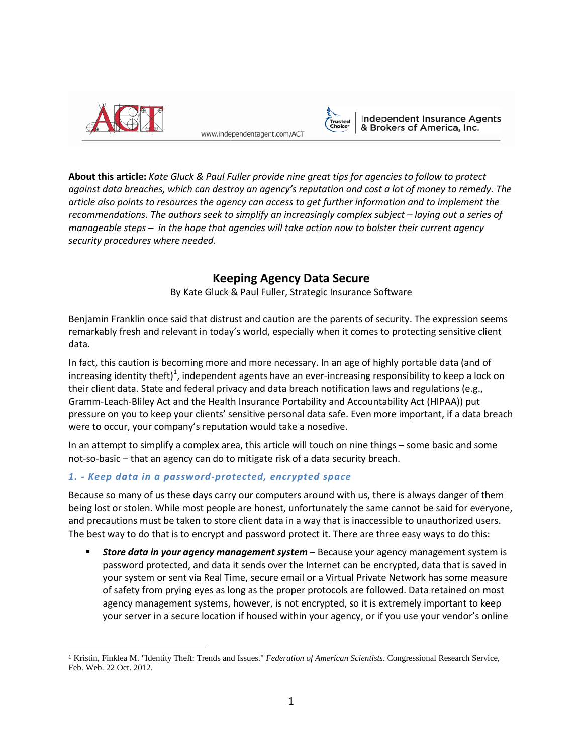**About this article:** *Kate Gluck & Paul Fuller provide nine great tips for agencies to follow to protect against data breaches, which can destroy an agency's reputation and cost a lot of money to remedy. The article also points to resources the agency can access to get further information and to implement the recommendations. The authors seek to simplify an increasingly complex subject – laying out a series of manageable steps – in the hope that agencies will take action now to bolster their current agency security procedures where needed.*

# Keeping Agency Data Secure

By Kate Gluck & Paul Fuller, Strategic Insurance Software

Benjamin Franklin once said that distrust and caution are the parents of security. The expression seems remarkably fresh and relevant in today's world, especially when it comes to protecting sensitive client data.

In fact, this caution is becoming more and more necessary. In an age of highly portable data (and of increasing identity theft)[1], independent agents have an ever-increasing responsibility to keep a lock on their client data. State and federal privacy and data breach notification laws and regulations (e.g., Gramm-Leach-Bliley Act and the Health Insurance Portability and Accountability Act (HIPAA)) put pressure on you to keep your clients' sensitive personal data safe. Even more important, if a data breach were to occur, your company's reputation would take a nosedive.

In an attempt to simplify a complex area, this article will touch on nine things – some basic and some not-so-basic – that an agency can do to mitigate risk of a data security breach.

### *1. - Keep data in a password-protected, encrypted space*

Because so many of us these days carry our computers around with us, there is always danger of them being lost or stolen. While most people are honest, unfortunately the same cannot be said for everyone, and precautions must be taken to store client data in a way that is inaccessible to unauthorized users. The best way to do that is to encrypt and password protect it. There are three easy ways to do this:

- ***Store data in your agency management system*** – Because your agency management system is password protected, and data it sends over the Internet can be encrypted, data that is saved in your system or sent via Real Time, secure email or a Virtual Private Network has some measure of safety from prying eyes as long as the proper protocols are followed. Data retained on most agency management systems, however, is not encrypted, so it is extremely important to keep your server in a secure location if housed within your agency, or if you use your vendor's online

---

[1] Kristin, Finklea M. "Identity Theft: Trends and Issues." *Federation of American Scientists*. Congressional Research Service, Feb. Web. 22 Oct. 2012.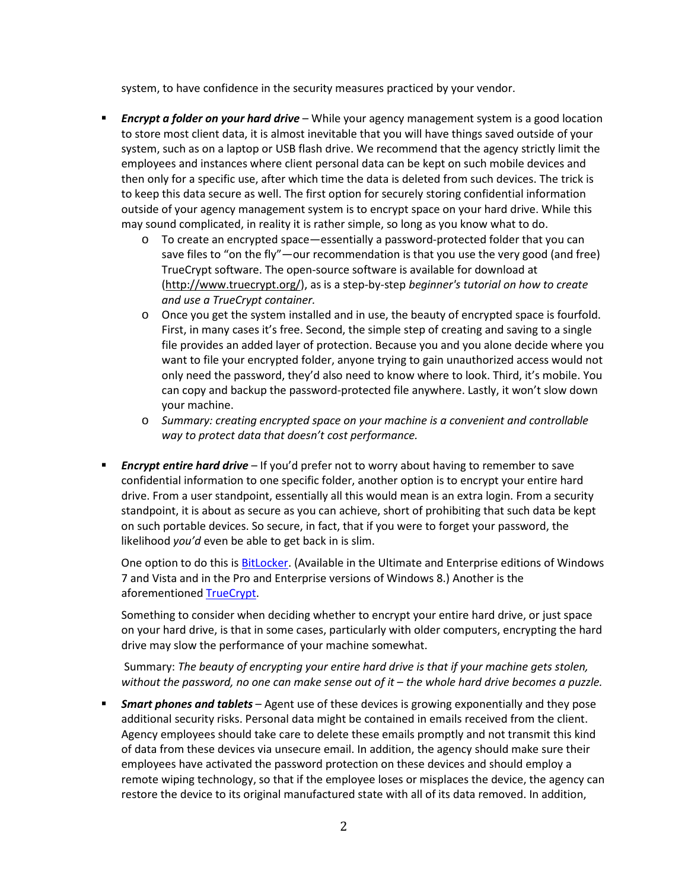system, to have confidence in the security measures practiced by your vendor.

- ***Encrypt a folder on your hard drive*** – While your agency management system is a good location to store most client data, it is almost inevitable that you will have things saved outside of your system, such as on a laptop or USB flash drive. We recommend that the agency strictly limit the employees and instances where client personal data can be kept on such mobile devices and then only for a specific use, after which time the data is deleted from such devices. The trick is to keep this data secure as well. The first option for securely storing confidential information outside of your agency management system is to encrypt space on your hard drive. While this may sound complicated, in reality it is rather simple, so long as you know what to do.
  - To create an encrypted space—essentially a password-protected folder that you can save files to "on the fly"—our recommendation is that you use the very good (and free) TrueCrypt software. The open-source software is available for download at (http://www.truecrypt.org/), as is a step-by-step *beginner's tutorial on how to create and use a TrueCrypt container.*
  - Once you get the system installed and in use, the beauty of encrypted space is fourfold. First, in many cases it's free. Second, the simple step of creating and saving to a single file provides an added layer of protection. Because you and you alone decide where you want to file your encrypted folder, anyone trying to gain unauthorized access would not only need the password, they'd also need to know where to look. Third, it's mobile. You can copy and backup the password-protected file anywhere. Lastly, it won't slow down your machine.
  - *Summary: creating encrypted space on your machine is a convenient and controllable way to protect data that doesn't cost performance.*

- ***Encrypt entire hard drive*** – If you'd prefer not to worry about having to remember to save confidential information to one specific folder, another option is to encrypt your entire hard drive. From a user standpoint, essentially all this would mean is an extra login. From a security standpoint, it is about as secure as you can achieve, short of prohibiting that such data be kept on such portable devices. So secure, in fact, that if you were to forget your password, the likelihood *you'd* even be able to get back in is slim.

  One option to do this is BitLocker. (Available in the Ultimate and Enterprise editions of Windows 7 and Vista and in the Pro and Enterprise versions of Windows 8.) Another is the aforementioned TrueCrypt.

  Something to consider when deciding whether to encrypt your entire hard drive, or just space on your hard drive, is that in some cases, particularly with older computers, encrypting the hard drive may slow the performance of your machine somewhat.

  Summary: *The beauty of encrypting your entire hard drive is that if your machine gets stolen, without the password, no one can make sense out of it – the whole hard drive becomes a puzzle.*

- ***Smart phones and tablets*** – Agent use of these devices is growing exponentially and they pose additional security risks. Personal data might be contained in emails received from the client. Agency employees should take care to delete these emails promptly and not transmit this kind of data from these devices via unsecure email. In addition, the agency should make sure their employees have activated the password protection on these devices and should employ a remote wiping technology, so that if the employee loses or misplaces the device, the agency can restore the device to its original manufactured state with all of its data removed. In addition,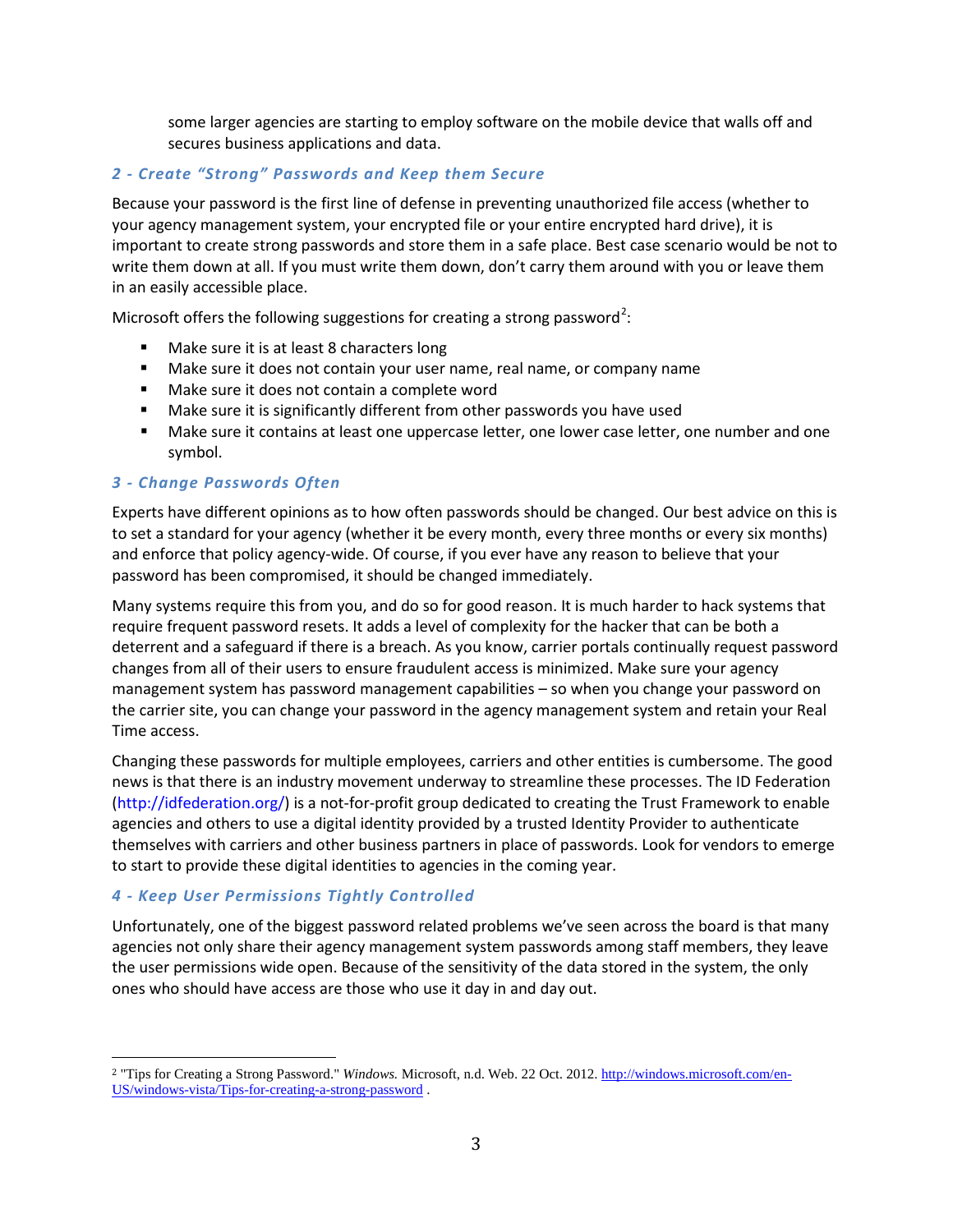some larger agencies are starting to employ software on the mobile device that walls off and secures business applications and data.

### *2 - Create "Strong" Passwords and Keep them Secure*

Because your password is the first line of defense in preventing unauthorized file access (whether to your agency management system, your encrypted file or your entire encrypted hard drive), it is important to create strong passwords and store them in a safe place. Best case scenario would be not to write them down at all. If you must write them down, don't carry them around with you or leave them in an easily accessible place.

Microsoft offers the following suggestions for creating a strong password[2]:

- Make sure it is at least 8 characters long
- Make sure it does not contain your user name, real name, or company name
- Make sure it does not contain a complete word
- Make sure it is significantly different from other passwords you have used
- Make sure it contains at least one uppercase letter, one lower case letter, one number and one symbol.

### *3 - Change Passwords Often*

Experts have different opinions as to how often passwords should be changed. Our best advice on this is to set a standard for your agency (whether it be every month, every three months or every six months) and enforce that policy agency-wide. Of course, if you ever have any reason to believe that your password has been compromised, it should be changed immediately.

Many systems require this from you, and do so for good reason. It is much harder to hack systems that require frequent password resets. It adds a level of complexity for the hacker that can be both a deterrent and a safeguard if there is a breach. As you know, carrier portals continually request password changes from all of their users to ensure fraudulent access is minimized. Make sure your agency management system has password management capabilities – so when you change your password on the carrier site, you can change your password in the agency management system and retain your Real Time access.

Changing these passwords for multiple employees, carriers and other entities is cumbersome. The good news is that there is an industry movement underway to streamline these processes. The ID Federation (http://idfederation.org/) is a not-for-profit group dedicated to creating the Trust Framework to enable agencies and others to use a digital identity provided by a trusted Identity Provider to authenticate themselves with carriers and other business partners in place of passwords. Look for vendors to emerge to start to provide these digital identities to agencies in the coming year.

### *4 - Keep User Permissions Tightly Controlled*

Unfortunately, one of the biggest password related problems we've seen across the board is that many agencies not only share their agency management system passwords among staff members, they leave the user permissions wide open. Because of the sensitivity of the data stored in the system, the only ones who should have access are those who use it day in and day out.

---

[2] "Tips for Creating a Strong Password." *Windows.* Microsoft, n.d. Web. 22 Oct. 2012. http://windows.microsoft.com/en-US/windows-vista/Tips-for-creating-a-strong-password .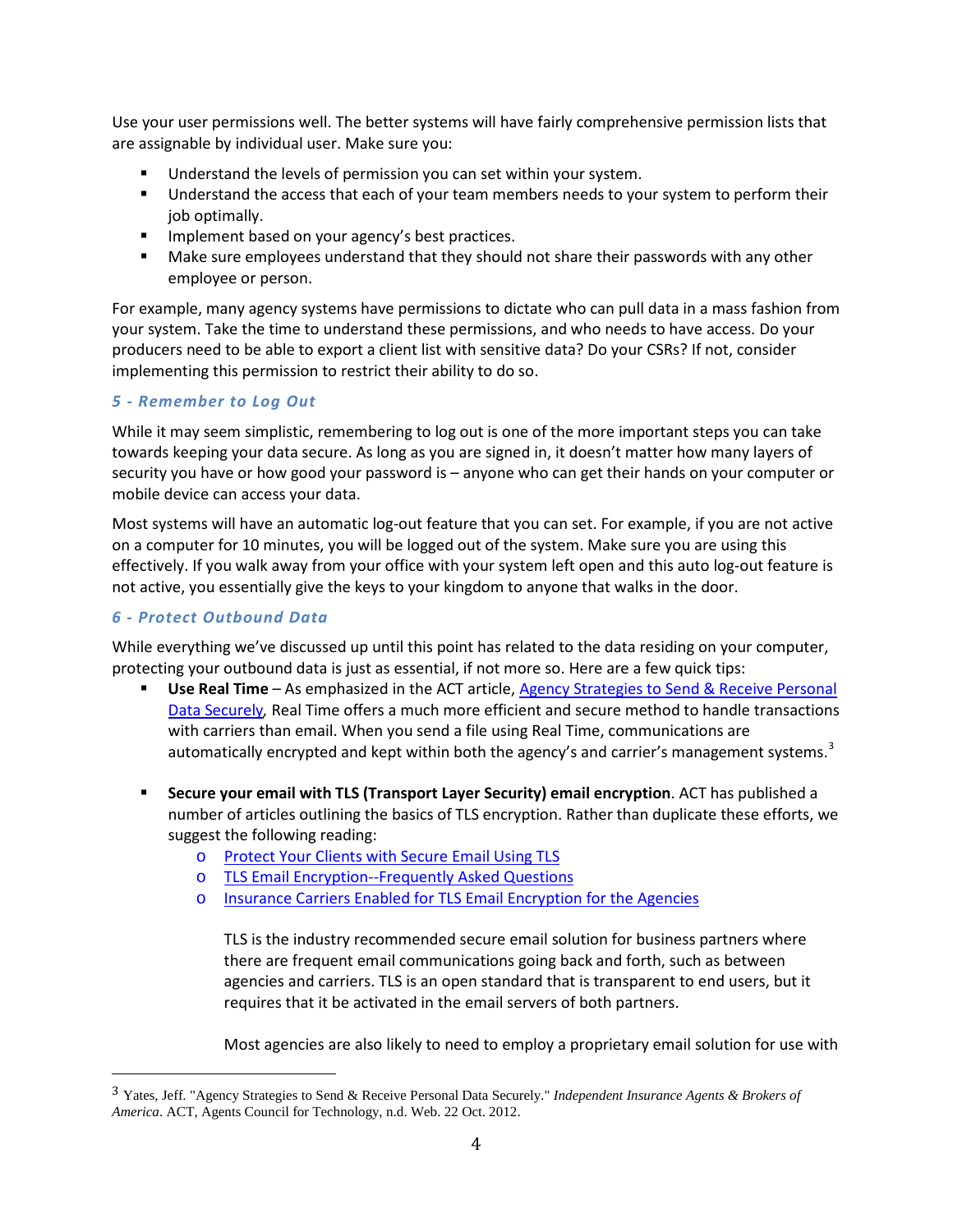Use your user permissions well. The better systems will have fairly comprehensive permission lists that are assignable by individual user. Make sure you:

- Understand the levels of permission you can set within your system.
- Understand the access that each of your team members needs to your system to perform their job optimally.
- Implement based on your agency's best practices.
- Make sure employees understand that they should not share their passwords with any other employee or person.

For example, many agency systems have permissions to dictate who can pull data in a mass fashion from your system. Take the time to understand these permissions, and who needs to have access. Do your producers need to be able to export a client list with sensitive data? Do your CSRs? If not, consider implementing this permission to restrict their ability to do so.

### *5 - Remember to Log Out*

While it may seem simplistic, remembering to log out is one of the more important steps you can take towards keeping your data secure. As long as you are signed in, it doesn't matter how many layers of security you have or how good your password is – anyone who can get their hands on your computer or mobile device can access your data.

Most systems will have an automatic log-out feature that you can set. For example, if you are not active on a computer for 10 minutes, you will be logged out of the system. Make sure you are using this effectively. If you walk away from your office with your system left open and this auto log-out feature is not active, you essentially give the keys to your kingdom to anyone that walks in the door.

### *6 - Protect Outbound Data*

While everything we've discussed up until this point has related to the data residing on your computer, protecting your outbound data is just as essential, if not more so. Here are a few quick tips:

- **Use Real Time** – As emphasized in the ACT article, Agency Strategies to Send & Receive Personal Data Securely, Real Time offers a much more efficient and secure method to handle transactions with carriers than email. When you send a file using Real Time, communications are automatically encrypted and kept within both the agency's and carrier's management systems.[3]

- **Secure your email with TLS (Transport Layer Security) email encryption**. ACT has published a number of articles outlining the basics of TLS encryption. Rather than duplicate these efforts, we suggest the following reading:
    - Protect Your Clients with Secure Email Using TLS
    - TLS Email Encryption--Frequently Asked Questions
    - Insurance Carriers Enabled for TLS Email Encryption for the Agencies

    TLS is the industry recommended secure email solution for business partners where there are frequent email communications going back and forth, such as between agencies and carriers. TLS is an open standard that is transparent to end users, but it requires that it be activated in the email servers of both partners.

    Most agencies are also likely to need to employ a proprietary email solution for use with

---

[3] Yates, Jeff. "Agency Strategies to Send & Receive Personal Data Securely." *Independent Insurance Agents & Brokers of America*. ACT, Agents Council for Technology, n.d. Web. 22 Oct. 2012.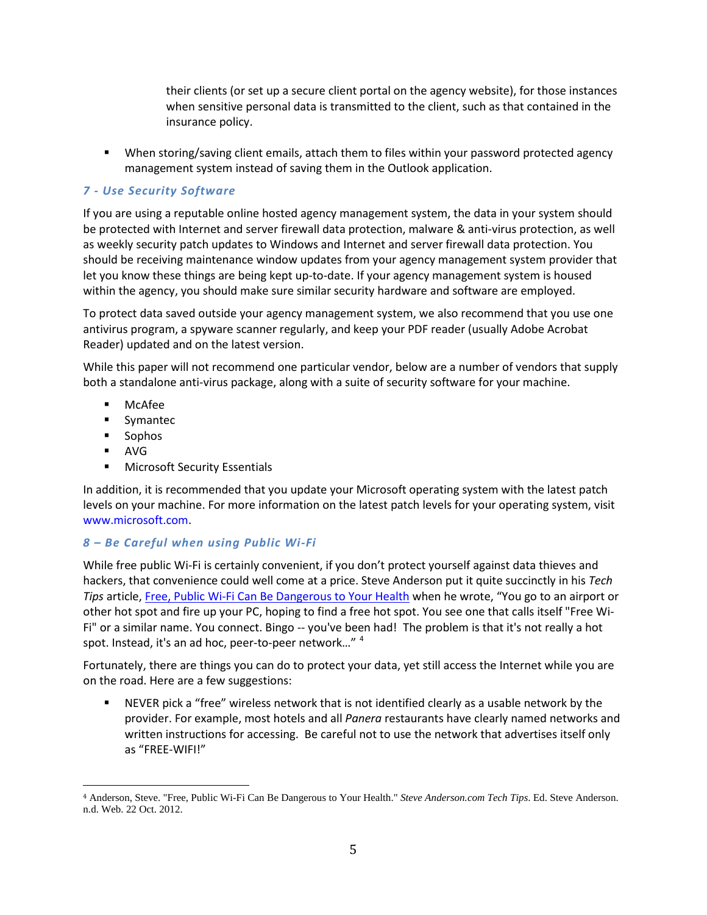their clients (or set up a secure client portal on the agency website), for those instances when sensitive personal data is transmitted to the client, such as that contained in the insurance policy.

- When storing/saving client emails, attach them to files within your password protected agency management system instead of saving them in the Outlook application.

### *7 - Use Security Software*

If you are using a reputable online hosted agency management system, the data in your system should be protected with Internet and server firewall data protection, malware & anti-virus protection, as well as weekly security patch updates to Windows and Internet and server firewall data protection. You should be receiving maintenance window updates from your agency management system provider that let you know these things are being kept up-to-date. If your agency management system is housed within the agency, you should make sure similar security hardware and software are employed.

To protect data saved outside your agency management system, we also recommend that you use one antivirus program, a spyware scanner regularly, and keep your PDF reader (usually Adobe Acrobat Reader) updated and on the latest version.

While this paper will not recommend one particular vendor, below are a number of vendors that supply both a standalone anti-virus package, along with a suite of security software for your machine.

- McAfee
- Symantec
- Sophos
- AVG
- Microsoft Security Essentials

In addition, it is recommended that you update your Microsoft operating system with the latest patch levels on your machine. For more information on the latest patch levels for your operating system, visit www.microsoft.com.

### *8 – Be Careful when using Public Wi-Fi*

While free public Wi-Fi is certainly convenient, if you don't protect yourself against data thieves and hackers, that convenience could well come at a price. Steve Anderson put it quite succinctly in his *Tech Tips* article, Free, Public Wi-Fi Can Be Dangerous to Your Health when he wrote, "You go to an airport or other hot spot and fire up your PC, hoping to find a free hot spot. You see one that calls itself "Free Wi-Fi" or a similar name. You connect. Bingo -- you've been had! The problem is that it's not really a hot spot. Instead, it's an ad hoc, peer-to-peer network…" [4]

Fortunately, there are things you can do to protect your data, yet still access the Internet while you are on the road. Here are a few suggestions:

- NEVER pick a "free" wireless network that is not identified clearly as a usable network by the provider. For example, most hotels and all *Panera* restaurants have clearly named networks and written instructions for accessing. Be careful not to use the network that advertises itself only as "FREE-WIFI!"

---

[4] Anderson, Steve. "Free, Public Wi-Fi Can Be Dangerous to Your Health." *Steve Anderson.com Tech Tips*. Ed. Steve Anderson. n.d. Web. 22 Oct. 2012.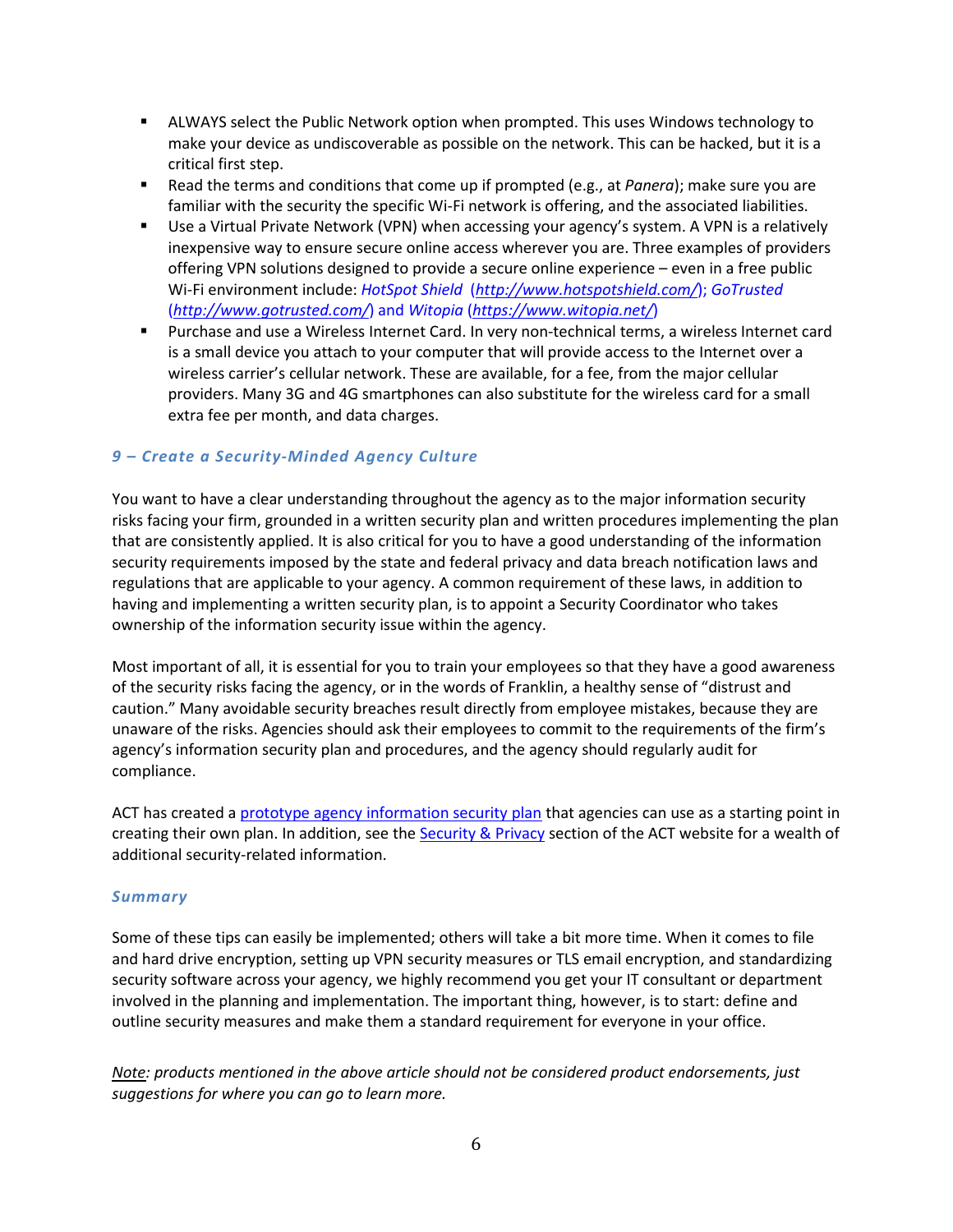- ALWAYS select the Public Network option when prompted. This uses Windows technology to make your device as undiscoverable as possible on the network. This can be hacked, but it is a critical first step.
- Read the terms and conditions that come up if prompted (e.g., at *Panera*); make sure you are familiar with the security the specific Wi-Fi network is offering, and the associated liabilities.
- Use a Virtual Private Network (VPN) when accessing your agency's system. A VPN is a relatively inexpensive way to ensure secure online access wherever you are. Three examples of providers offering VPN solutions designed to provide a secure online experience – even in a free public Wi-Fi environment include: *HotSpot Shield* (*http://www.hotspotshield.com/*); *GoTrusted* (*http://www.gotrusted.com/*) and *Witopia* (*https://www.witopia.net/*)
- Purchase and use a Wireless Internet Card. In very non-technical terms, a wireless Internet card is a small device you attach to your computer that will provide access to the Internet over a wireless carrier's cellular network. These are available, for a fee, from the major cellular providers. Many 3G and 4G smartphones can also substitute for the wireless card for a small extra fee per month, and data charges.

### *9 – Create a Security-Minded Agency Culture*

You want to have a clear understanding throughout the agency as to the major information security risks facing your firm, grounded in a written security plan and written procedures implementing the plan that are consistently applied. It is also critical for you to have a good understanding of the information security requirements imposed by the state and federal privacy and data breach notification laws and regulations that are applicable to your agency. A common requirement of these laws, in addition to having and implementing a written security plan, is to appoint a Security Coordinator who takes ownership of the information security issue within the agency.

Most important of all, it is essential for you to train your employees so that they have a good awareness of the security risks facing the agency, or in the words of Franklin, a healthy sense of "distrust and caution." Many avoidable security breaches result directly from employee mistakes, because they are unaware of the risks. Agencies should ask their employees to commit to the requirements of the firm's agency's information security plan and procedures, and the agency should regularly audit for compliance.

ACT has created a prototype agency information security plan that agencies can use as a starting point in creating their own plan. In addition, see the Security & Privacy section of the ACT website for a wealth of additional security-related information.

### *Summary*

Some of these tips can easily be implemented; others will take a bit more time. When it comes to file and hard drive encryption, setting up VPN security measures or TLS email encryption, and standardizing security software across your agency, we highly recommend you get your IT consultant or department involved in the planning and implementation. The important thing, however, is to start: define and outline security measures and make them a standard requirement for everyone in your office.

Note*: products mentioned in the above article should not be considered product endorsements, just suggestions for where you can go to learn more.*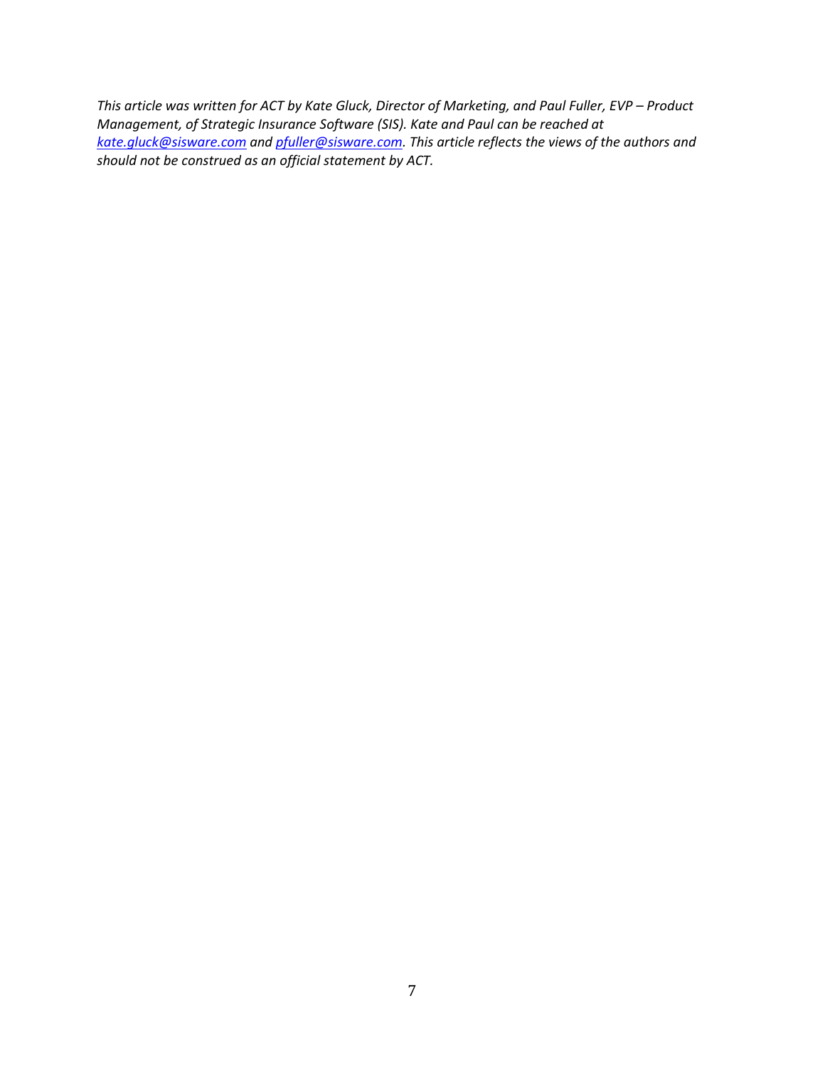*This article was written for ACT by Kate Gluck, Director of Marketing, and Paul Fuller, EVP – Product Management, of Strategic Insurance Software (SIS). Kate and Paul can be reached at [kate.gluck@sisware.com](mailto:kate.gluck@sisware.com) and [pfuller@sisware.com](mailto:pfuller@sisware.com). This article reflects the views of the authors and should not be construed as an official statement by ACT.*